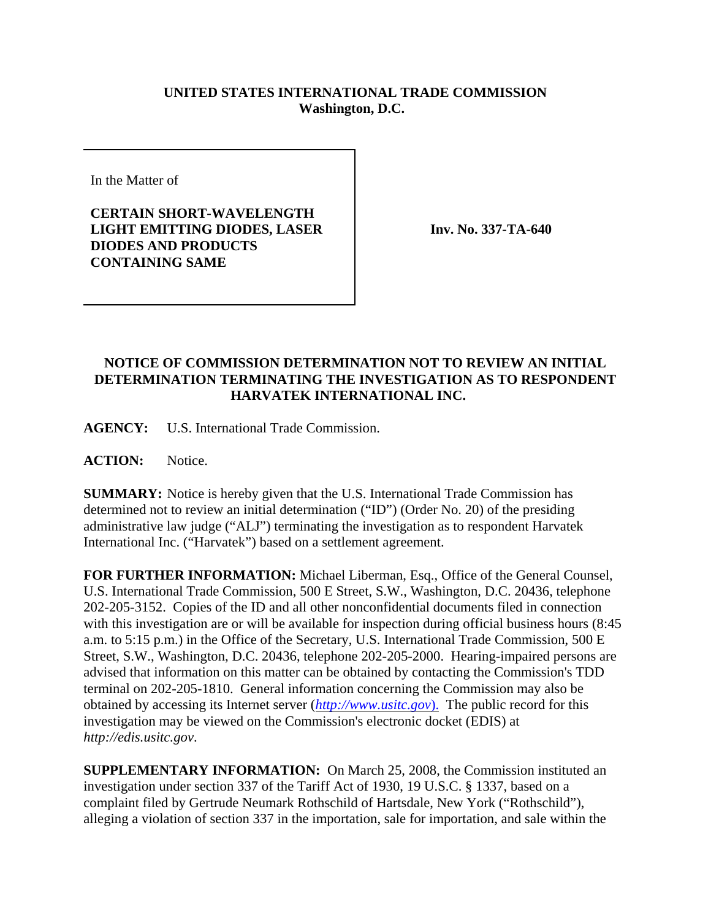**UNITED STATES INTERNATIONAL TRADE COMMISSION**
**Washington, D.C.**

| In the Matter of<br><br>**CERTAIN SHORT-WAVELENGTH LIGHT EMITTING DIODES, LASER DIODES AND PRODUCTS CONTAINING SAME** | **Inv. No. 337-TA-640** |
|---|---|

**NOTICE OF COMMISSION DETERMINATION NOT TO REVIEW AN INITIAL DETERMINATION TERMINATING THE INVESTIGATION AS TO RESPONDENT HARVATEK INTERNATIONAL INC.**

**AGENCY:** U.S. International Trade Commission.

**ACTION:** Notice.

**SUMMARY:** Notice is hereby given that the U.S. International Trade Commission has determined not to review an initial determination ("ID") (Order No. 20) of the presiding administrative law judge ("ALJ") terminating the investigation as to respondent Harvatek International Inc. ("Harvatek") based on a settlement agreement.

**FOR FURTHER INFORMATION:** Michael Liberman, Esq., Office of the General Counsel, U.S. International Trade Commission, 500 E Street, S.W., Washington, D.C. 20436, telephone 202-205-3152. Copies of the ID and all other nonconfidential documents filed in connection with this investigation are or will be available for inspection during official business hours (8:45 a.m. to 5:15 p.m.) in the Office of the Secretary, U.S. International Trade Commission, 500 E Street, S.W., Washington, D.C. 20436, telephone 202-205-2000. Hearing-impaired persons are advised that information on this matter can be obtained by contacting the Commission's TDD terminal on 202-205-1810. General information concerning the Commission may also be obtained by accessing its Internet server (*http://www.usitc.gov*). The public record for this investigation may be viewed on the Commission's electronic docket (EDIS) at *http://edis.usitc.gov*.

**SUPPLEMENTARY INFORMATION:** On March 25, 2008, the Commission instituted an investigation under section 337 of the Tariff Act of 1930, 19 U.S.C. § 1337, based on a complaint filed by Gertrude Neumark Rothschild of Hartsdale, New York ("Rothschild"), alleging a violation of section 337 in the importation, sale for importation, and sale within the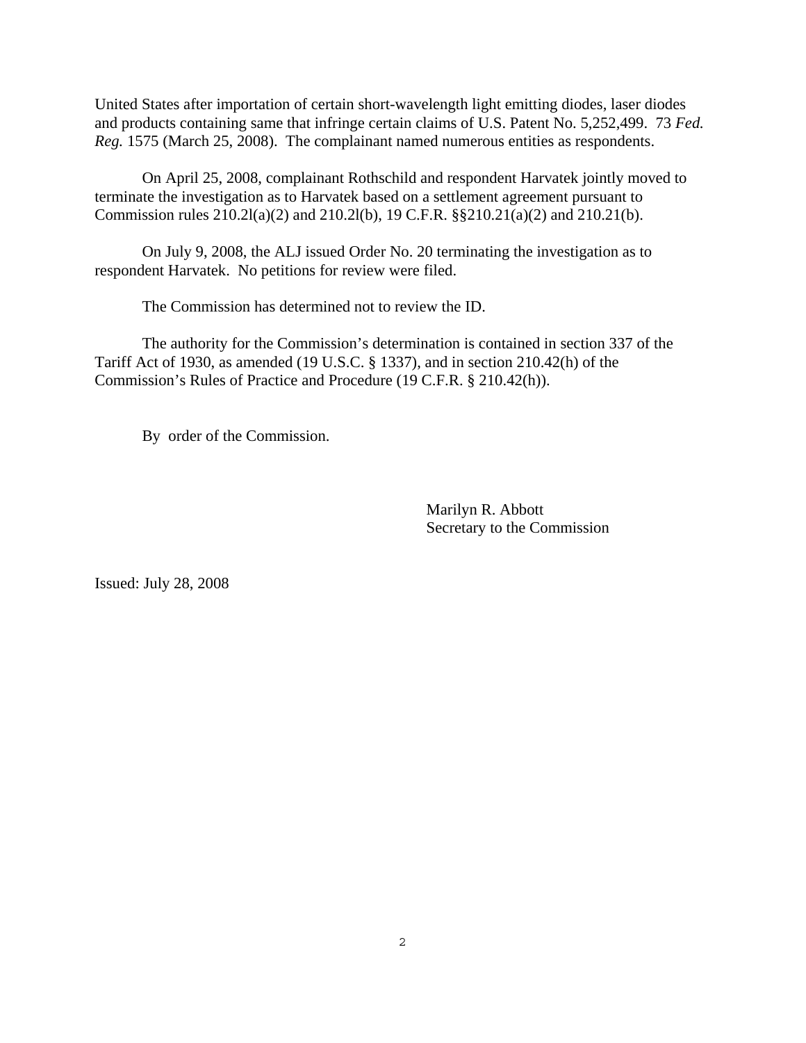United States after importation of certain short-wavelength light emitting diodes, laser diodes and products containing same that infringe certain claims of U.S. Patent No. 5,252,499. 73 *Fed. Reg.* 1575 (March 25, 2008). The complainant named numerous entities as respondents.

On April 25, 2008, complainant Rothschild and respondent Harvatek jointly moved to terminate the investigation as to Harvatek based on a settlement agreement pursuant to Commission rules 210.2l(a)(2) and 210.2l(b), 19 C.F.R. §§210.21(a)(2) and 210.21(b).

On July 9, 2008, the ALJ issued Order No. 20 terminating the investigation as to respondent Harvatek. No petitions for review were filed.

The Commission has determined not to review the ID.

The authority for the Commission's determination is contained in section 337 of the Tariff Act of 1930, as amended (19 U.S.C. § 1337), and in section 210.42(h) of the Commission's Rules of Practice and Procedure (19 C.F.R. § 210.42(h)).

By order of the Commission.

Marilyn R. Abbott
Secretary to the Commission

Issued: July 28, 2008